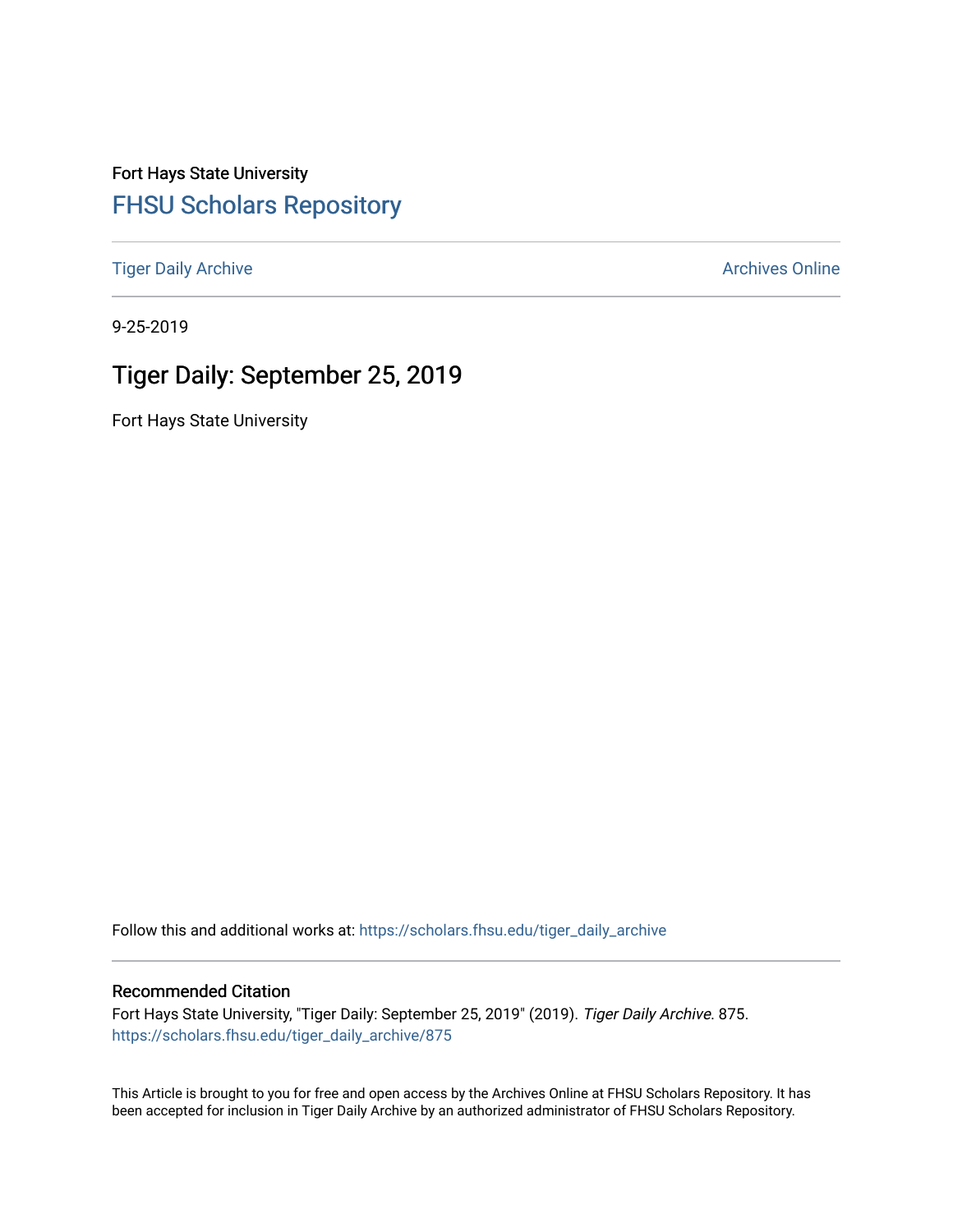Fort Hays State University

# FHSU Scholars Repository

Tiger Daily Archive

Archives Online

9-25-2019

## Tiger Daily: September 25, 2019

Fort Hays State University

Follow this and additional works at: https://scholars.fhsu.edu/tiger_daily_archive

### Recommended Citation

Fort Hays State University, "Tiger Daily: September 25, 2019" (2019). *Tiger Daily Archive*. 875.
https://scholars.fhsu.edu/tiger_daily_archive/875

This Article is brought to you for free and open access by the Archives Online at FHSU Scholars Repository. It has been accepted for inclusion in Tiger Daily Archive by an authorized administrator of FHSU Scholars Repository.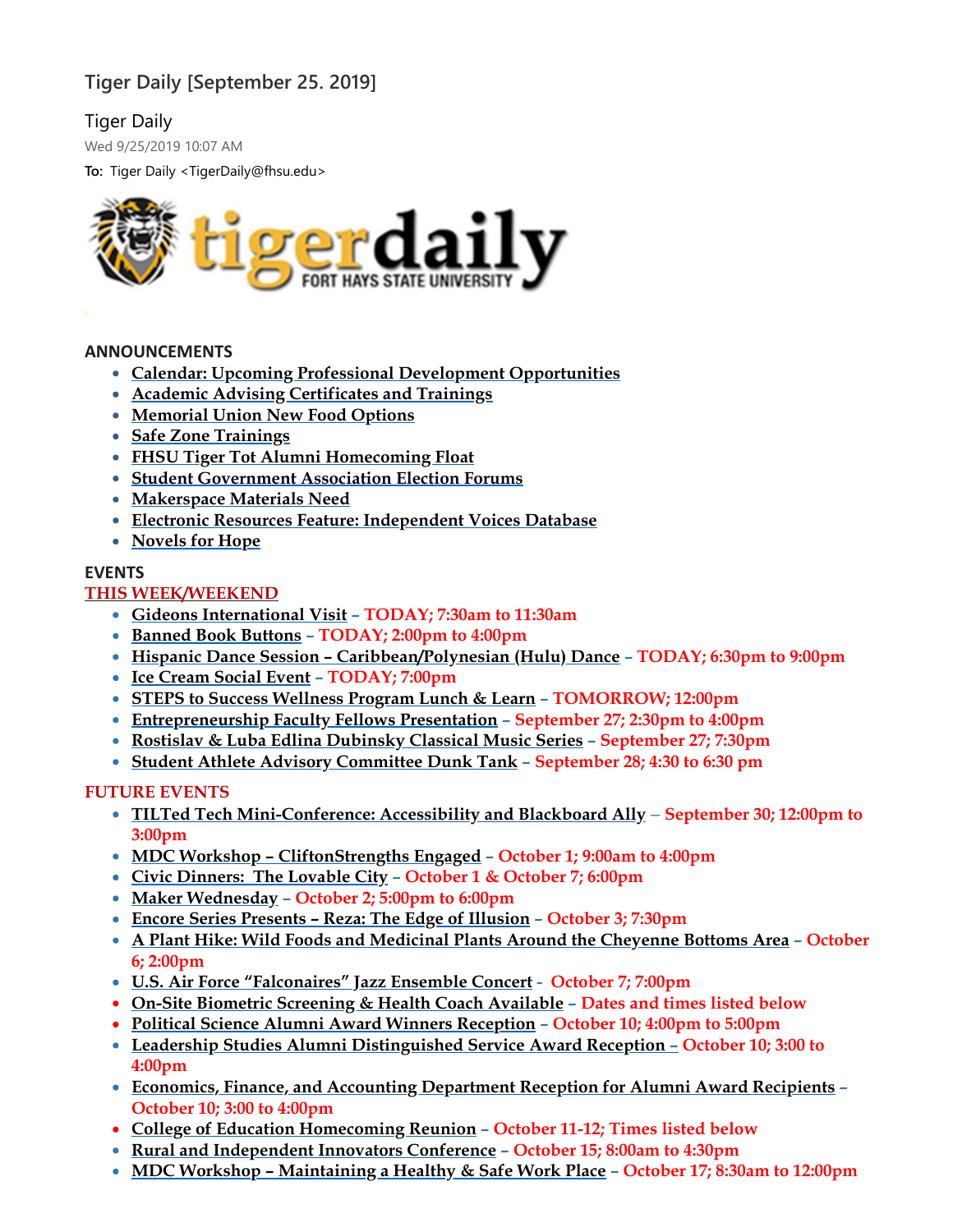# Tiger Daily [September 25. 2019]

Tiger Daily

Wed 9/25/2019 10:07 AM

**To:** Tiger Daily <TigerDaily@fhsu.edu>

tigerdaily FORT HAYS STATE UNIVERSITY

## ANNOUNCEMENTS

- Calendar: Upcoming Professional Development Opportunities
- Academic Advising Certificates and Trainings
- Memorial Union New Food Options
- Safe Zone Trainings
- FHSU Tiger Tot Alumni Homecoming Float
- Student Government Association Election Forums
- Makerspace Materials Need
- Electronic Resources Feature: Independent Voices Database
- Novels for Hope

## EVENTS

### THIS WEEK/WEEKEND

- Gideons International Visit – TODAY; 7:30am to 11:30am
- Banned Book Buttons – TODAY; 2:00pm to 4:00pm
- Hispanic Dance Session – Caribbean/Polynesian (Hulu) Dance – TODAY; 6:30pm to 9:00pm
- Ice Cream Social Event – TODAY; 7:00pm
- STEPS to Success Wellness Program Lunch & Learn – TOMORROW; 12:00pm
- Entrepreneurship Faculty Fellows Presentation – September 27; 2:30pm to 4:00pm
- Rostislav & Luba Edlina Dubinsky Classical Music Series – September 27; 7:30pm
- Student Athlete Advisory Committee Dunk Tank – September 28; 4:30 to 6:30 pm

### FUTURE EVENTS

- TILTed Tech Mini-Conference: Accessibility and Blackboard Ally – September 30; 12:00pm to 3:00pm
- MDC Workshop – CliftonStrengths Engaged – October 1; 9:00am to 4:00pm
- Civic Dinners: The Lovable City – October 1 & October 7; 6:00pm
- Maker Wednesday – October 2; 5:00pm to 6:00pm
- Encore Series Presents – Reza: The Edge of Illusion – October 3; 7:30pm
- A Plant Hike: Wild Foods and Medicinal Plants Around the Cheyenne Bottoms Area – October 6; 2:00pm
- U.S. Air Force "Falconaires" Jazz Ensemble Concert - October 7; 7:00pm
- On-Site Biometric Screening & Health Coach Available – Dates and times listed below
- Political Science Alumni Award Winners Reception – October 10; 4:00pm to 5:00pm
- Leadership Studies Alumni Distinguished Service Award Reception – October 10; 3:00 to 4:00pm
- Economics, Finance, and Accounting Department Reception for Alumni Award Recipients – October 10; 3:00 to 4:00pm
- College of Education Homecoming Reunion – October 11-12; Times listed below
- Rural and Independent Innovators Conference – October 15; 8:00am to 4:30pm
- MDC Workshop – Maintaining a Healthy & Safe Work Place – October 17; 8:30am to 12:00pm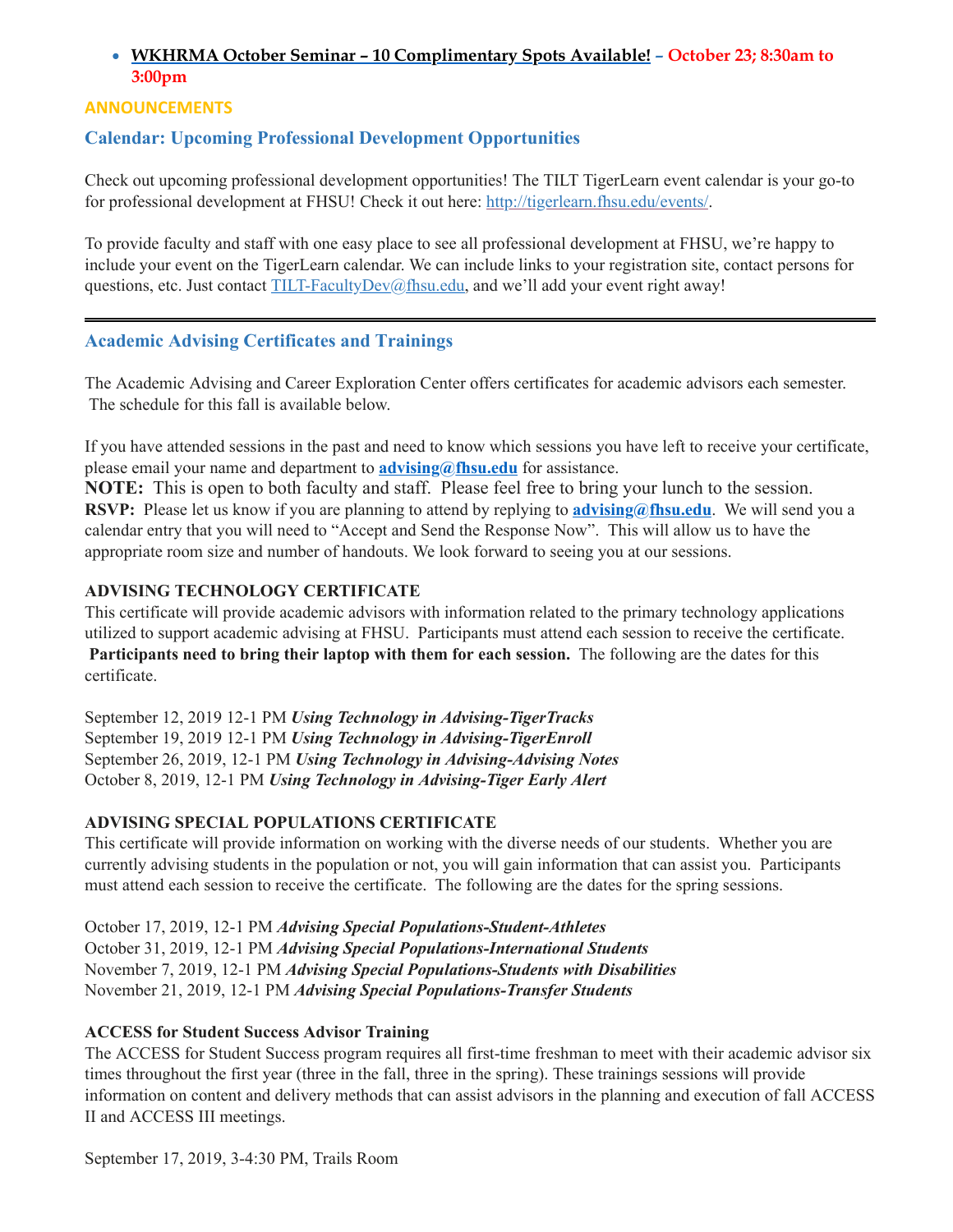- **WKHRMA October Seminar – 10 Complimentary Spots Available!** – **October 23; 8:30am to 3:00pm**

**ANNOUNCEMENTS**

### Calendar: Upcoming Professional Development Opportunities

Check out upcoming professional development opportunities! The TILT TigerLearn event calendar is your go-to for professional development at FHSU! Check it out here: http://tigerlearn.fhsu.edu/events/.

To provide faculty and staff with one easy place to see all professional development at FHSU, we're happy to include your event on the TigerLearn calendar. We can include links to your registration site, contact persons for questions, etc. Just contact TILT-FacultyDev@fhsu.edu, and we'll add your event right away!

---

### Academic Advising Certificates and Trainings

The Academic Advising and Career Exploration Center offers certificates for academic advisors each semester. The schedule for this fall is available below.

If you have attended sessions in the past and need to know which sessions you have left to receive your certificate, please email your name and department to **advising@fhsu.edu** for assistance.

**NOTE:** This is open to both faculty and staff. Please feel free to bring your lunch to the session.

**RSVP:** Please let us know if you are planning to attend by replying to **advising@fhsu.edu**. We will send you a calendar entry that you will need to "Accept and Send the Response Now". This will allow us to have the appropriate room size and number of handouts. We look forward to seeing you at our sessions.

**ADVISING TECHNOLOGY CERTIFICATE**

This certificate will provide academic advisors with information related to the primary technology applications utilized to support academic advising at FHSU. Participants must attend each session to receive the certificate. **Participants need to bring their laptop with them for each session.** The following are the dates for this certificate.

September 12, 2019 12-1 PM ***Using Technology in Advising-TigerTracks***
September 19, 2019 12-1 PM ***Using Technology in Advising-TigerEnroll***
September 26, 2019, 12-1 PM ***Using Technology in Advising-Advising Notes***
October 8, 2019, 12-1 PM ***Using Technology in Advising-Tiger Early Alert***

**ADVISING SPECIAL POPULATIONS CERTIFICATE**

This certificate will provide information on working with the diverse needs of our students. Whether you are currently advising students in the population or not, you will gain information that can assist you. Participants must attend each session to receive the certificate. The following are the dates for the spring sessions.

October 17, 2019, 12-1 PM ***Advising Special Populations-Student-Athletes***
October 31, 2019, 12-1 PM ***Advising Special Populations-International Students***
November 7, 2019, 12-1 PM ***Advising Special Populations-Students with Disabilities***
November 21, 2019, 12-1 PM ***Advising Special Populations-Transfer Students***

**ACCESS for Student Success Advisor Training**

The ACCESS for Student Success program requires all first-time freshman to meet with their academic advisor six times throughout the first year (three in the fall, three in the spring). These trainings sessions will provide information on content and delivery methods that can assist advisors in the planning and execution of fall ACCESS II and ACCESS III meetings.

September 17, 2019, 3-4:30 PM, Trails Room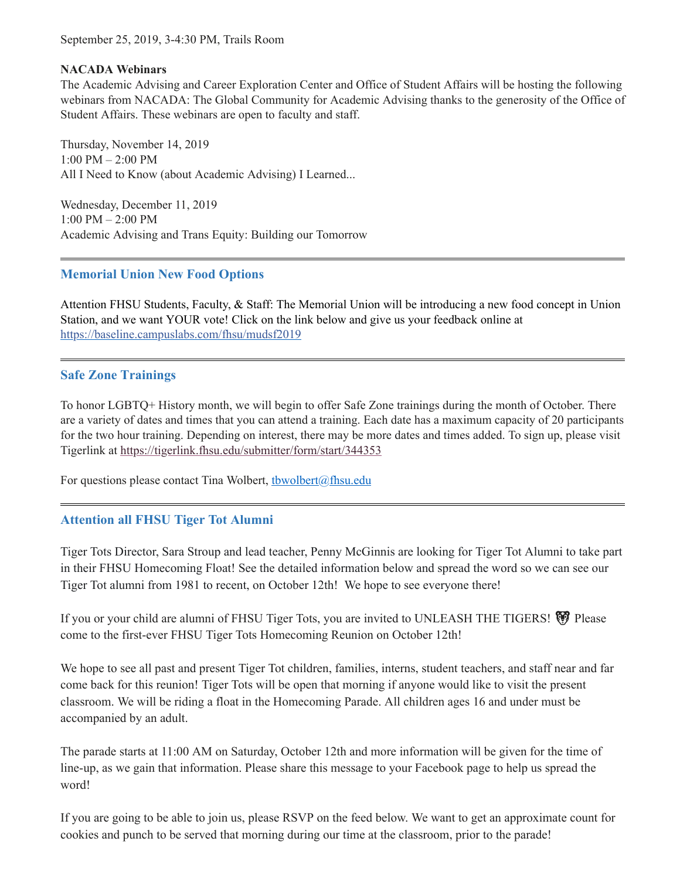September 25, 2019, 3-4:30 PM, Trails Room

**NACADA Webinars**
The Academic Advising and Career Exploration Center and Office of Student Affairs will be hosting the following webinars from NACADA: The Global Community for Academic Advising thanks to the generosity of the Office of Student Affairs. These webinars are open to faculty and staff.

Thursday, November 14, 2019
1:00 PM – 2:00 PM
All I Need to Know (about Academic Advising) I Learned...

Wednesday, December 11, 2019
1:00 PM – 2:00 PM
Academic Advising and Trans Equity: Building our Tomorrow

---

### Memorial Union New Food Options

Attention FHSU Students, Faculty, & Staff: The Memorial Union will be introducing a new food concept in Union Station, and we want YOUR vote! Click on the link below and give us your feedback online at https://baseline.campuslabs.com/fhsu/mudsf2019

---

### Safe Zone Trainings

To honor LGBTQ+ History month, we will begin to offer Safe Zone trainings during the month of October. There are a variety of dates and times that you can attend a training. Each date has a maximum capacity of 20 participants for the two hour training. Depending on interest, there may be more dates and times added. To sign up, please visit Tigerlink at https://tigerlink.fhsu.edu/submitter/form/start/344353

For questions please contact Tina Wolbert, tbwolbert@fhsu.edu

---

### Attention all FHSU Tiger Tot Alumni

Tiger Tots Director, Sara Stroup and lead teacher, Penny McGinnis are looking for Tiger Tot Alumni to take part in their FHSU Homecoming Float! See the detailed information below and spread the word so we can see our Tiger Tot alumni from 1981 to recent, on October 12th!  We hope to see everyone there!

If you or your child are alumni of FHSU Tiger Tots, you are invited to UNLEASH THE TIGERS! 🐯 Please come to the first-ever FHSU Tiger Tots Homecoming Reunion on October 12th!

We hope to see all past and present Tiger Tot children, families, interns, student teachers, and staff near and far come back for this reunion! Tiger Tots will be open that morning if anyone would like to visit the present classroom. We will be riding a float in the Homecoming Parade. All children ages 16 and under must be accompanied by an adult.

The parade starts at 11:00 AM on Saturday, October 12th and more information will be given for the time of line-up, as we gain that information. Please share this message to your Facebook page to help us spread the word!

If you are going to be able to join us, please RSVP on the feed below. We want to get an approximate count for cookies and punch to be served that morning during our time at the classroom, prior to the parade!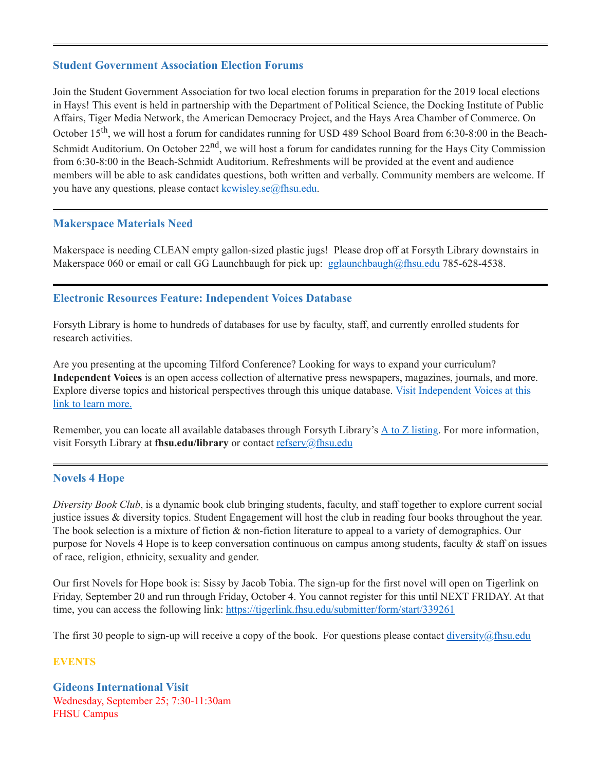---

### Student Government Association Election Forums

Join the Student Government Association for two local election forums in preparation for the 2019 local elections in Hays! This event is held in partnership with the Department of Political Science, the Docking Institute of Public Affairs, Tiger Media Network, the American Democracy Project, and the Hays Area Chamber of Commerce. On October 15th, we will host a forum for candidates running for USD 489 School Board from 6:30-8:00 in the Beach-Schmidt Auditorium. On October 22nd, we will host a forum for candidates running for the Hays City Commission from 6:30-8:00 in the Beach-Schmidt Auditorium. Refreshments will be provided at the event and audience members will be able to ask candidates questions, both written and verbally. Community members are welcome. If you have any questions, please contact kcwisley.se@fhsu.edu.

---

### Makerspace Materials Need

Makerspace is needing CLEAN empty gallon-sized plastic jugs! Please drop off at Forsyth Library downstairs in Makerspace 060 or email or call GG Launchbaugh for pick up: gglaunchbaugh@fhsu.edu 785-628-4538.

---

### Electronic Resources Feature: Independent Voices Database

Forsyth Library is home to hundreds of databases for use by faculty, staff, and currently enrolled students for research activities.

Are you presenting at the upcoming Tilford Conference? Looking for ways to expand your curriculum? **Independent Voices** is an open access collection of alternative press newspapers, magazines, journals, and more. Explore diverse topics and historical perspectives through this unique database. Visit Independent Voices at this link to learn more.

Remember, you can locate all available databases through Forsyth Library's A to Z listing. For more information, visit Forsyth Library at **fhsu.edu/library** or contact refserv@fhsu.edu

---

### Novels 4 Hope

*Diversity Book Club*, is a dynamic book club bringing students, faculty, and staff together to explore current social justice issues & diversity topics. Student Engagement will host the club in reading four books throughout the year. The book selection is a mixture of fiction & non-fiction literature to appeal to a variety of demographics. Our purpose for Novels 4 Hope is to keep conversation continuous on campus among students, faculty & staff on issues of race, religion, ethnicity, sexuality and gender.

Our first Novels for Hope book is: Sissy by Jacob Tobia. The sign-up for the first novel will open on Tigerlink on Friday, September 20 and run through Friday, October 4. You cannot register for this until NEXT FRIDAY. At that time, you can access the following link: https://tigerlink.fhsu.edu/submitter/form/start/339261

The first 30 people to sign-up will receive a copy of the book. For questions please contact diversity@fhsu.edu

## EVENTS

### Gideons International Visit

Wednesday, September 25; 7:30-11:30am
FHSU Campus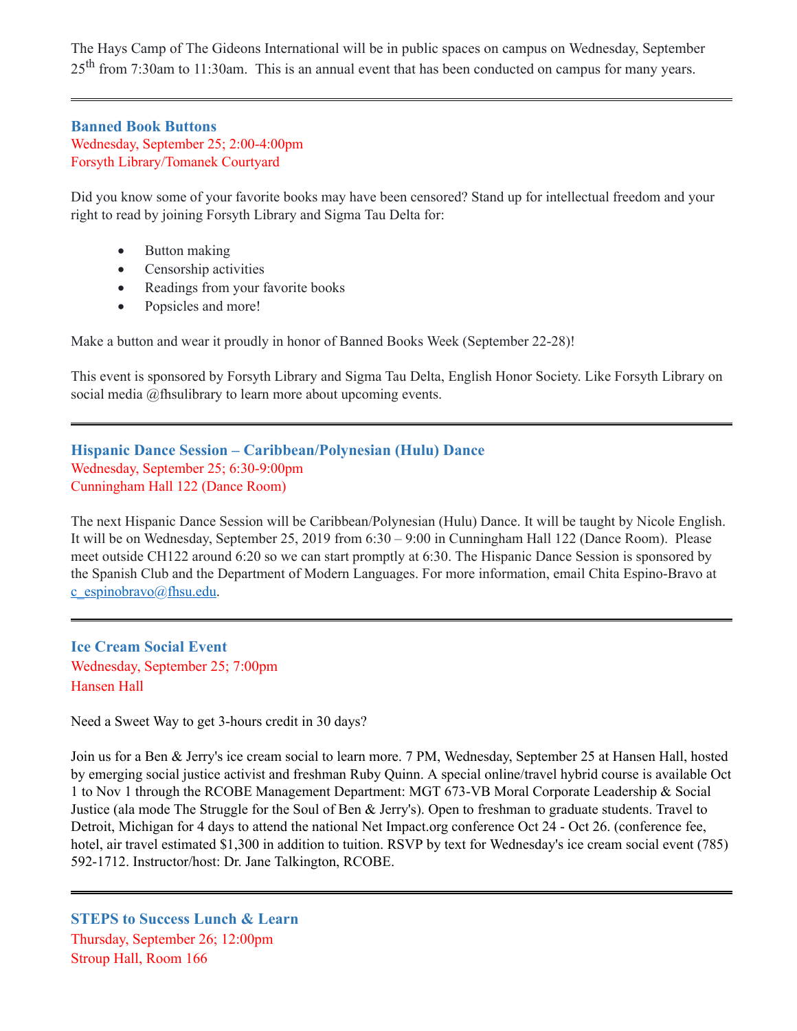The Hays Camp of The Gideons International will be in public spaces on campus on Wednesday, September 25th from 7:30am to 11:30am. This is an annual event that has been conducted on campus for many years.

---

### Banned Book Buttons

Wednesday, September 25; 2:00-4:00pm
Forsyth Library/Tomanek Courtyard

Did you know some of your favorite books may have been censored? Stand up for intellectual freedom and your right to read by joining Forsyth Library and Sigma Tau Delta for:

- Button making
- Censorship activities
- Readings from your favorite books
- Popsicles and more!

Make a button and wear it proudly in honor of Banned Books Week (September 22-28)!

This event is sponsored by Forsyth Library and Sigma Tau Delta, English Honor Society. Like Forsyth Library on social media @fhsulibrary to learn more about upcoming events.

---

### Hispanic Dance Session – Caribbean/Polynesian (Hulu) Dance

Wednesday, September 25; 6:30-9:00pm
Cunningham Hall 122 (Dance Room)

The next Hispanic Dance Session will be Caribbean/Polynesian (Hulu) Dance. It will be taught by Nicole English. It will be on Wednesday, September 25, 2019 from 6:30 – 9:00 in Cunningham Hall 122 (Dance Room). Please meet outside CH122 around 6:20 so we can start promptly at 6:30. The Hispanic Dance Session is sponsored by the Spanish Club and the Department of Modern Languages. For more information, email Chita Espino-Bravo at c_espinobravo@fhsu.edu.

---

### Ice Cream Social Event

Wednesday, September 25; 7:00pm
Hansen Hall

Need a Sweet Way to get 3-hours credit in 30 days?

Join us for a Ben & Jerry's ice cream social to learn more. 7 PM, Wednesday, September 25 at Hansen Hall, hosted by emerging social justice activist and freshman Ruby Quinn. A special online/travel hybrid course is available Oct 1 to Nov 1 through the RCOBE Management Department: MGT 673-VB Moral Corporate Leadership & Social Justice (ala mode The Struggle for the Soul of Ben & Jerry's). Open to freshman to graduate students. Travel to Detroit, Michigan for 4 days to attend the national Net Impact.org conference Oct 24 - Oct 26. (conference fee, hotel, air travel estimated $1,300 in addition to tuition. RSVP by text for Wednesday's ice cream social event (785) 592-1712. Instructor/host: Dr. Jane Talkington, RCOBE.

---

### STEPS to Success Lunch & Learn

Thursday, September 26; 12:00pm
Stroup Hall, Room 166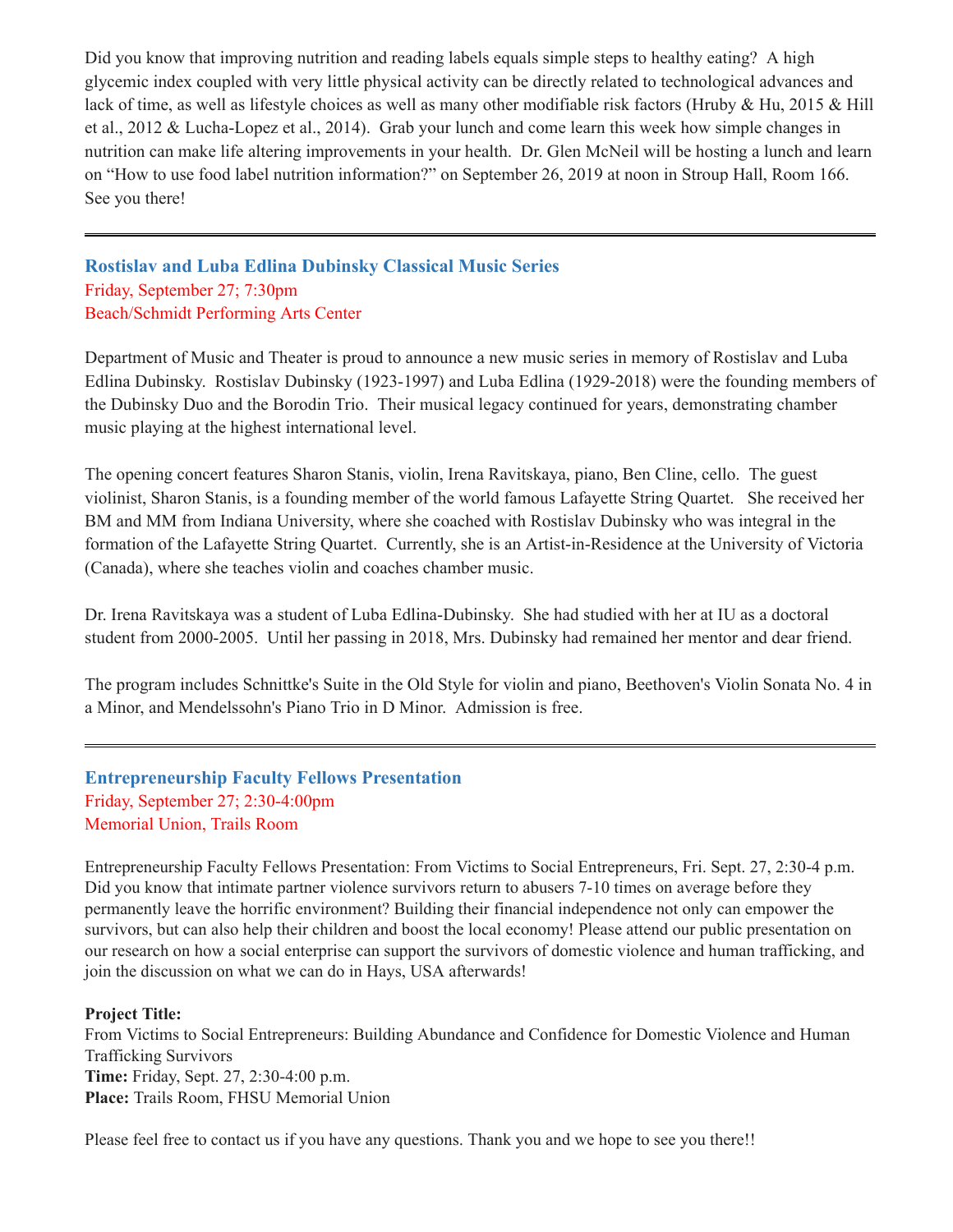Did you know that improving nutrition and reading labels equals simple steps to healthy eating? A high glycemic index coupled with very little physical activity can be directly related to technological advances and lack of time, as well as lifestyle choices as well as many other modifiable risk factors (Hruby & Hu, 2015 & Hill et al., 2012 & Lucha-Lopez et al., 2014). Grab your lunch and come learn this week how simple changes in nutrition can make life altering improvements in your health. Dr. Glen McNeil will be hosting a lunch and learn on "How to use food label nutrition information?" on September 26, 2019 at noon in Stroup Hall, Room 166. See you there!

---

### Rostislav and Luba Edlina Dubinsky Classical Music Series

Friday, September 27; 7:30pm
Beach/Schmidt Performing Arts Center

Department of Music and Theater is proud to announce a new music series in memory of Rostislav and Luba Edlina Dubinsky. Rostislav Dubinsky (1923-1997) and Luba Edlina (1929-2018) were the founding members of the Dubinsky Duo and the Borodin Trio. Their musical legacy continued for years, demonstrating chamber music playing at the highest international level.

The opening concert features Sharon Stanis, violin, Irena Ravitskaya, piano, Ben Cline, cello. The guest violinist, Sharon Stanis, is a founding member of the world famous Lafayette String Quartet. She received her BM and MM from Indiana University, where she coached with Rostislav Dubinsky who was integral in the formation of the Lafayette String Quartet. Currently, she is an Artist-in-Residence at the University of Victoria (Canada), where she teaches violin and coaches chamber music.

Dr. Irena Ravitskaya was a student of Luba Edlina-Dubinsky. She had studied with her at IU as a doctoral student from 2000-2005. Until her passing in 2018, Mrs. Dubinsky had remained her mentor and dear friend.

The program includes Schnittke's Suite in the Old Style for violin and piano, Beethoven's Violin Sonata No. 4 in a Minor, and Mendelssohn's Piano Trio in D Minor. Admission is free.

---

### Entrepreneurship Faculty Fellows Presentation

Friday, September 27; 2:30-4:00pm
Memorial Union, Trails Room

Entrepreneurship Faculty Fellows Presentation: From Victims to Social Entrepreneurs, Fri. Sept. 27, 2:30-4 p.m. Did you know that intimate partner violence survivors return to abusers 7-10 times on average before they permanently leave the horrific environment? Building their financial independence not only can empower the survivors, but can also help their children and boost the local economy! Please attend our public presentation on our research on how a social enterprise can support the survivors of domestic violence and human trafficking, and join the discussion on what we can do in Hays, USA afterwards!

**Project Title:**
From Victims to Social Entrepreneurs: Building Abundance and Confidence for Domestic Violence and Human Trafficking Survivors
**Time:** Friday, Sept. 27, 2:30-4:00 p.m.
**Place:** Trails Room, FHSU Memorial Union

Please feel free to contact us if you have any questions. Thank you and we hope to see you there!!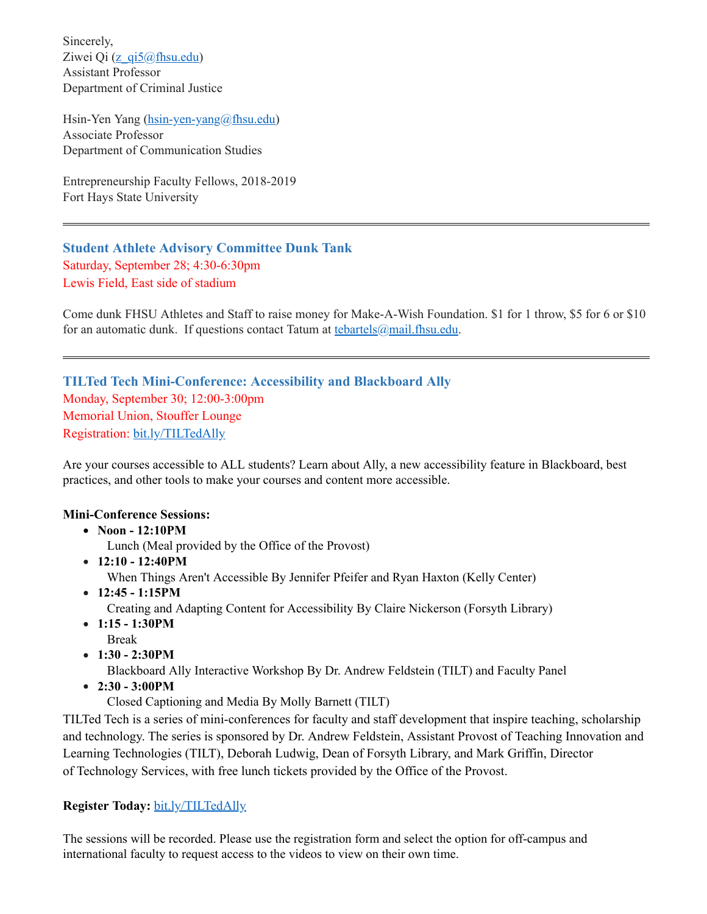Sincerely,
Ziwei Qi (z_qi5@fhsu.edu)
Assistant Professor
Department of Criminal Justice

Hsin-Yen Yang (hsin-yen-yang@fhsu.edu)
Associate Professor
Department of Communication Studies

Entrepreneurship Faculty Fellows, 2018-2019
Fort Hays State University

---

### Student Athlete Advisory Committee Dunk Tank

Saturday, September 28; 4:30-6:30pm
Lewis Field, East side of stadium

Come dunk FHSU Athletes and Staff to raise money for Make-A-Wish Foundation. $1 for 1 throw, $5 for 6 or $10 for an automatic dunk. If questions contact Tatum at tebartels@mail.fhsu.edu.

---

### TILTed Tech Mini-Conference: Accessibility and Blackboard Ally

Monday, September 30; 12:00-3:00pm
Memorial Union, Stouffer Lounge
Registration: bit.ly/TILTedAlly

Are your courses accessible to ALL students? Learn about Ally, a new accessibility feature in Blackboard, best practices, and other tools to make your courses and content more accessible.

**Mini-Conference Sessions:**

- **Noon - 12:10PM**
  Lunch (Meal provided by the Office of the Provost)
- **12:10 - 12:40PM**
  When Things Aren't Accessible By Jennifer Pfeifer and Ryan Haxton (Kelly Center)
- **12:45 - 1:15PM**
  Creating and Adapting Content for Accessibility By Claire Nickerson (Forsyth Library)
- **1:15 - 1:30PM**
  Break
- **1:30 - 2:30PM**
  Blackboard Ally Interactive Workshop By Dr. Andrew Feldstein (TILT) and Faculty Panel
- **2:30 - 3:00PM**
  Closed Captioning and Media By Molly Barnett (TILT)

TILTed Tech is a series of mini-conferences for faculty and staff development that inspire teaching, scholarship and technology. The series is sponsored by Dr. Andrew Feldstein, Assistant Provost of Teaching Innovation and Learning Technologies (TILT), Deborah Ludwig, Dean of Forsyth Library, and Mark Griffin, Director of Technology Services, with free lunch tickets provided by the Office of the Provost.

**Register Today:** bit.ly/TILTedAlly

The sessions will be recorded. Please use the registration form and select the option for off-campus and international faculty to request access to the videos to view on their own time.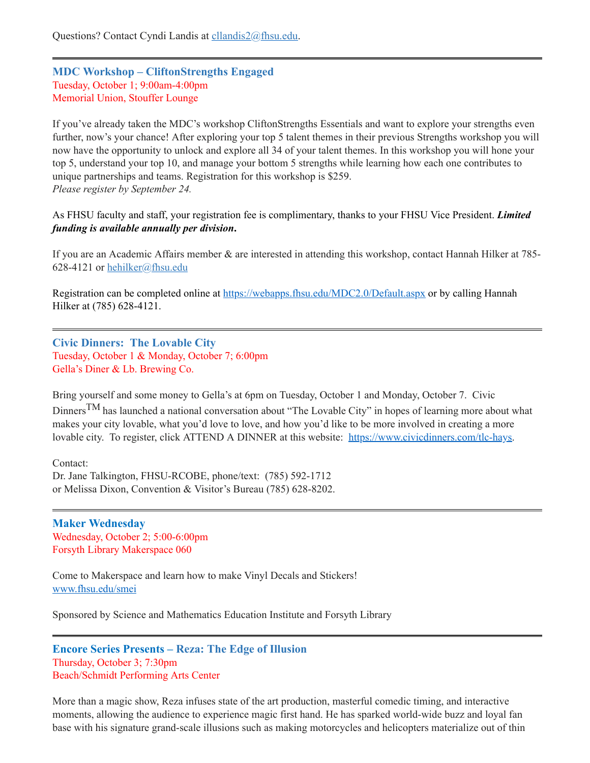Questions? Contact Cyndi Landis at cllandis2@fhsu.edu.

---

### MDC Workshop – CliftonStrengths Engaged

Tuesday, October 1; 9:00am-4:00pm
Memorial Union, Stouffer Lounge

If you've already taken the MDC's workshop CliftonStrengths Essentials and want to explore your strengths even further, now's your chance! After exploring your top 5 talent themes in their previous Strengths workshop you will now have the opportunity to unlock and explore all 34 of your talent themes. In this workshop you will hone your top 5, understand your top 10, and manage your bottom 5 strengths while learning how each one contributes to unique partnerships and teams. Registration for this workshop is $259.
*Please register by September 24.*

As FHSU faculty and staff, your registration fee is complimentary, thanks to your FHSU Vice President. ***Limited funding is available annually per division*.**

If you are an Academic Affairs member & are interested in attending this workshop, contact Hannah Hilker at 785-628-4121 or hehilker@fhsu.edu

Registration can be completed online at https://webapps.fhsu.edu/MDC2.0/Default.aspx or by calling Hannah Hilker at (785) 628-4121.

---

### Civic Dinners: The Lovable City

Tuesday, October 1 & Monday, October 7; 6:00pm
Gella's Diner & Lb. Brewing Co.

Bring yourself and some money to Gella's at 6pm on Tuesday, October 1 and Monday, October 7. Civic Dinners™ has launched a national conversation about "The Lovable City" in hopes of learning more about what makes your city lovable, what you'd love to love, and how you'd like to be more involved in creating a more lovable city. To register, click ATTEND A DINNER at this website: https://www.civicdinners.com/tlc-hays.

Contact:
Dr. Jane Talkington, FHSU-RCOBE, phone/text: (785) 592-1712
or Melissa Dixon, Convention & Visitor's Bureau (785) 628-8202.

---

### Maker Wednesday

Wednesday, October 2; 5:00-6:00pm
Forsyth Library Makerspace 060

Come to Makerspace and learn how to make Vinyl Decals and Stickers!
www.fhsu.edu/smei

Sponsored by Science and Mathematics Education Institute and Forsyth Library

---

### Encore Series Presents – Reza: The Edge of Illusion

Thursday, October 3; 7:30pm
Beach/Schmidt Performing Arts Center

More than a magic show, Reza infuses state of the art production, masterful comedic timing, and interactive moments, allowing the audience to experience magic first hand. He has sparked world-wide buzz and loyal fan base with his signature grand-scale illusions such as making motorcycles and helicopters materialize out of thin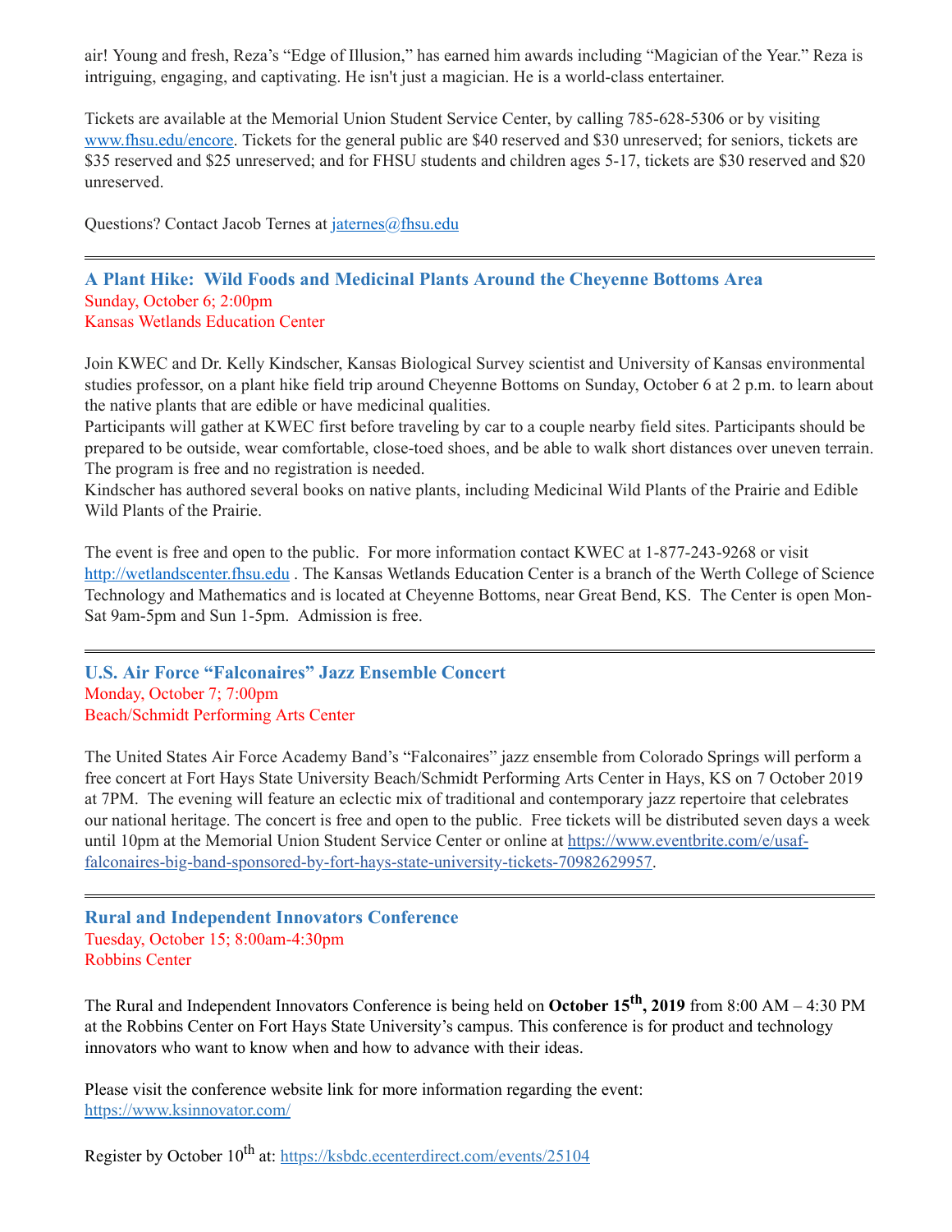air! Young and fresh, Reza's "Edge of Illusion," has earned him awards including "Magician of the Year." Reza is intriguing, engaging, and captivating. He isn't just a magician. He is a world-class entertainer.

Tickets are available at the Memorial Union Student Service Center, by calling 785-628-5306 or by visiting www.fhsu.edu/encore. Tickets for the general public are $40 reserved and $30 unreserved; for seniors, tickets are $35 reserved and $25 unreserved; and for FHSU students and children ages 5-17, tickets are $30 reserved and $20 unreserved.

Questions? Contact Jacob Ternes at jaternes@fhsu.edu

---

### A Plant Hike: Wild Foods and Medicinal Plants Around the Cheyenne Bottoms Area

Sunday, October 6; 2:00pm
Kansas Wetlands Education Center

Join KWEC and Dr. Kelly Kindscher, Kansas Biological Survey scientist and University of Kansas environmental studies professor, on a plant hike field trip around Cheyenne Bottoms on Sunday, October 6 at 2 p.m. to learn about the native plants that are edible or have medicinal qualities.
Participants will gather at KWEC first before traveling by car to a couple nearby field sites. Participants should be prepared to be outside, wear comfortable, close-toed shoes, and be able to walk short distances over uneven terrain. The program is free and no registration is needed.
Kindscher has authored several books on native plants, including Medicinal Wild Plants of the Prairie and Edible Wild Plants of the Prairie.

The event is free and open to the public. For more information contact KWEC at 1-877-243-9268 or visit http://wetlandscenter.fhsu.edu . The Kansas Wetlands Education Center is a branch of the Werth College of Science Technology and Mathematics and is located at Cheyenne Bottoms, near Great Bend, KS. The Center is open Mon-Sat 9am-5pm and Sun 1-5pm. Admission is free.

---

### U.S. Air Force "Falconaires" Jazz Ensemble Concert

Monday, October 7; 7:00pm
Beach/Schmidt Performing Arts Center

The United States Air Force Academy Band's "Falconaires" jazz ensemble from Colorado Springs will perform a free concert at Fort Hays State University Beach/Schmidt Performing Arts Center in Hays, KS on 7 October 2019 at 7PM. The evening will feature an eclectic mix of traditional and contemporary jazz repertoire that celebrates our national heritage. The concert is free and open to the public. Free tickets will be distributed seven days a week until 10pm at the Memorial Union Student Service Center or online at https://www.eventbrite.com/e/usaf-falconaires-big-band-sponsored-by-fort-hays-state-university-tickets-70982629957.

---

### Rural and Independent Innovators Conference

Tuesday, October 15; 8:00am-4:30pm
Robbins Center

The Rural and Independent Innovators Conference is being held on **October 15th, 2019** from 8:00 AM – 4:30 PM at the Robbins Center on Fort Hays State University's campus. This conference is for product and technology innovators who want to know when and how to advance with their ideas.

Please visit the conference website link for more information regarding the event:
https://www.ksinnovator.com/

Register by October 10th at: https://ksbdc.ecenterdirect.com/events/25104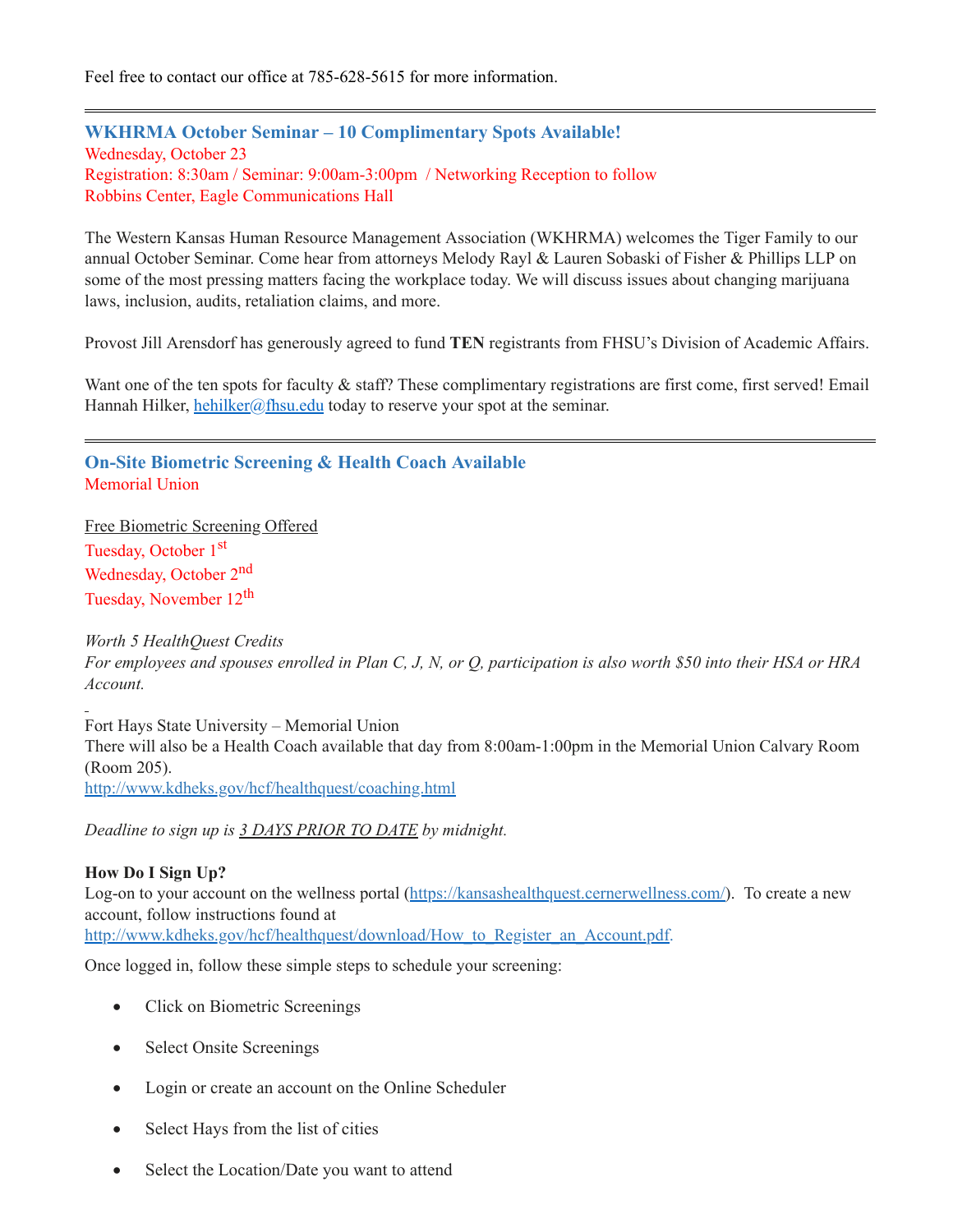Feel free to contact our office at 785-628-5615 for more information.

---

### WKHRMA October Seminar – 10 Complimentary Spots Available!

Wednesday, October 23
Registration: 8:30am / Seminar: 9:00am-3:00pm / Networking Reception to follow
Robbins Center, Eagle Communications Hall

The Western Kansas Human Resource Management Association (WKHRMA) welcomes the Tiger Family to our annual October Seminar. Come hear from attorneys Melody Rayl & Lauren Sobaski of Fisher & Phillips LLP on some of the most pressing matters facing the workplace today. We will discuss issues about changing marijuana laws, inclusion, audits, retaliation claims, and more.

Provost Jill Arensdorf has generously agreed to fund **TEN** registrants from FHSU's Division of Academic Affairs.

Want one of the ten spots for faculty & staff? These complimentary registrations are first come, first served! Email Hannah Hilker, hehilker@fhsu.edu today to reserve your spot at the seminar.

---

### On-Site Biometric Screening & Health Coach Available

Memorial Union

Free Biometric Screening Offered
Tuesday, October 1st
Wednesday, October 2nd
Tuesday, November 12th

*Worth 5 HealthQuest Credits*
*For employees and spouses enrolled in Plan C, J, N, or Q, participation is also worth $50 into their HSA or HRA Account.*

Fort Hays State University – Memorial Union
There will also be a Health Coach available that day from 8:00am-1:00pm in the Memorial Union Calvary Room (Room 205).
http://www.kdheks.gov/hcf/healthquest/coaching.html

*Deadline to sign up is 3 DAYS PRIOR TO DATE by midnight.*

**How Do I Sign Up?**
Log-on to your account on the wellness portal (https://kansashealthquest.cernerwellness.com/). To create a new account, follow instructions found at http://www.kdheks.gov/hcf/healthquest/download/How_to_Register_an_Account.pdf.

Once logged in, follow these simple steps to schedule your screening:

- Click on Biometric Screenings
- Select Onsite Screenings
- Login or create an account on the Online Scheduler
- Select Hays from the list of cities
- Select the Location/Date you want to attend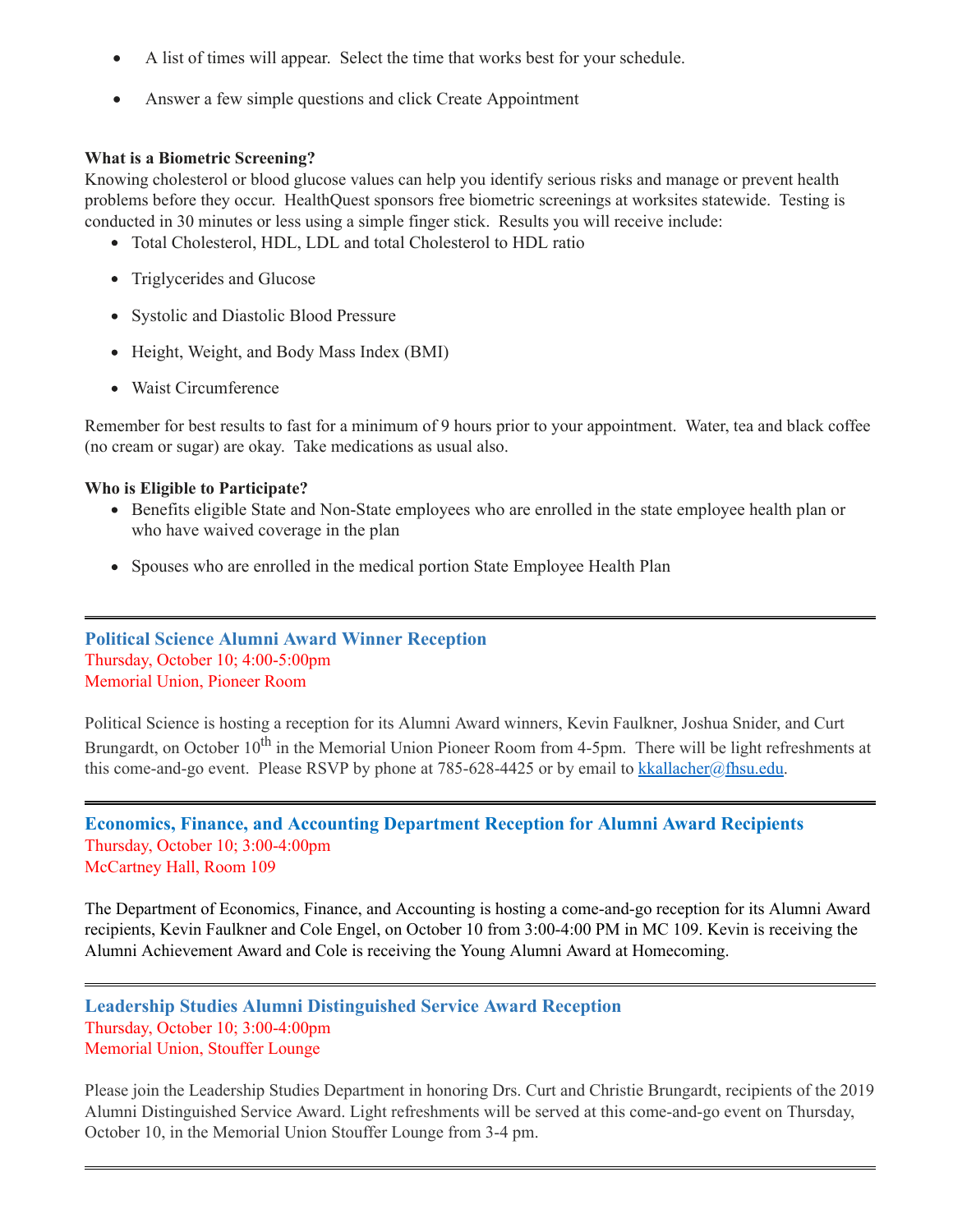- A list of times will appear. Select the time that works best for your schedule.
- Answer a few simple questions and click Create Appointment

**What is a Biometric Screening?**
Knowing cholesterol or blood glucose values can help you identify serious risks and manage or prevent health problems before they occur. HealthQuest sponsors free biometric screenings at worksites statewide. Testing is conducted in 30 minutes or less using a simple finger stick. Results you will receive include:

- Total Cholesterol, HDL, LDL and total Cholesterol to HDL ratio
- Triglycerides and Glucose
- Systolic and Diastolic Blood Pressure
- Height, Weight, and Body Mass Index (BMI)
- Waist Circumference

Remember for best results to fast for a minimum of 9 hours prior to your appointment. Water, tea and black coffee (no cream or sugar) are okay. Take medications as usual also.

**Who is Eligible to Participate?**

- Benefits eligible State and Non-State employees who are enrolled in the state employee health plan or who have waived coverage in the plan
- Spouses who are enrolled in the medical portion State Employee Health Plan

---

### Political Science Alumni Award Winner Reception

Thursday, October 10; 4:00-5:00pm
Memorial Union, Pioneer Room

Political Science is hosting a reception for its Alumni Award winners, Kevin Faulkner, Joshua Snider, and Curt Brungardt, on October 10th in the Memorial Union Pioneer Room from 4-5pm. There will be light refreshments at this come-and-go event. Please RSVP by phone at 785-628-4425 or by email to kkallacher@fhsu.edu.

---

### Economics, Finance, and Accounting Department Reception for Alumni Award Recipients

Thursday, October 10; 3:00-4:00pm
McCartney Hall, Room 109

The Department of Economics, Finance, and Accounting is hosting a come-and-go reception for its Alumni Award recipients, Kevin Faulkner and Cole Engel, on October 10 from 3:00-4:00 PM in MC 109. Kevin is receiving the Alumni Achievement Award and Cole is receiving the Young Alumni Award at Homecoming.

---

### Leadership Studies Alumni Distinguished Service Award Reception

Thursday, October 10; 3:00-4:00pm
Memorial Union, Stouffer Lounge

Please join the Leadership Studies Department in honoring Drs. Curt and Christie Brungardt, recipients of the 2019 Alumni Distinguished Service Award. Light refreshments will be served at this come-and-go event on Thursday, October 10, in the Memorial Union Stouffer Lounge from 3-4 pm.

---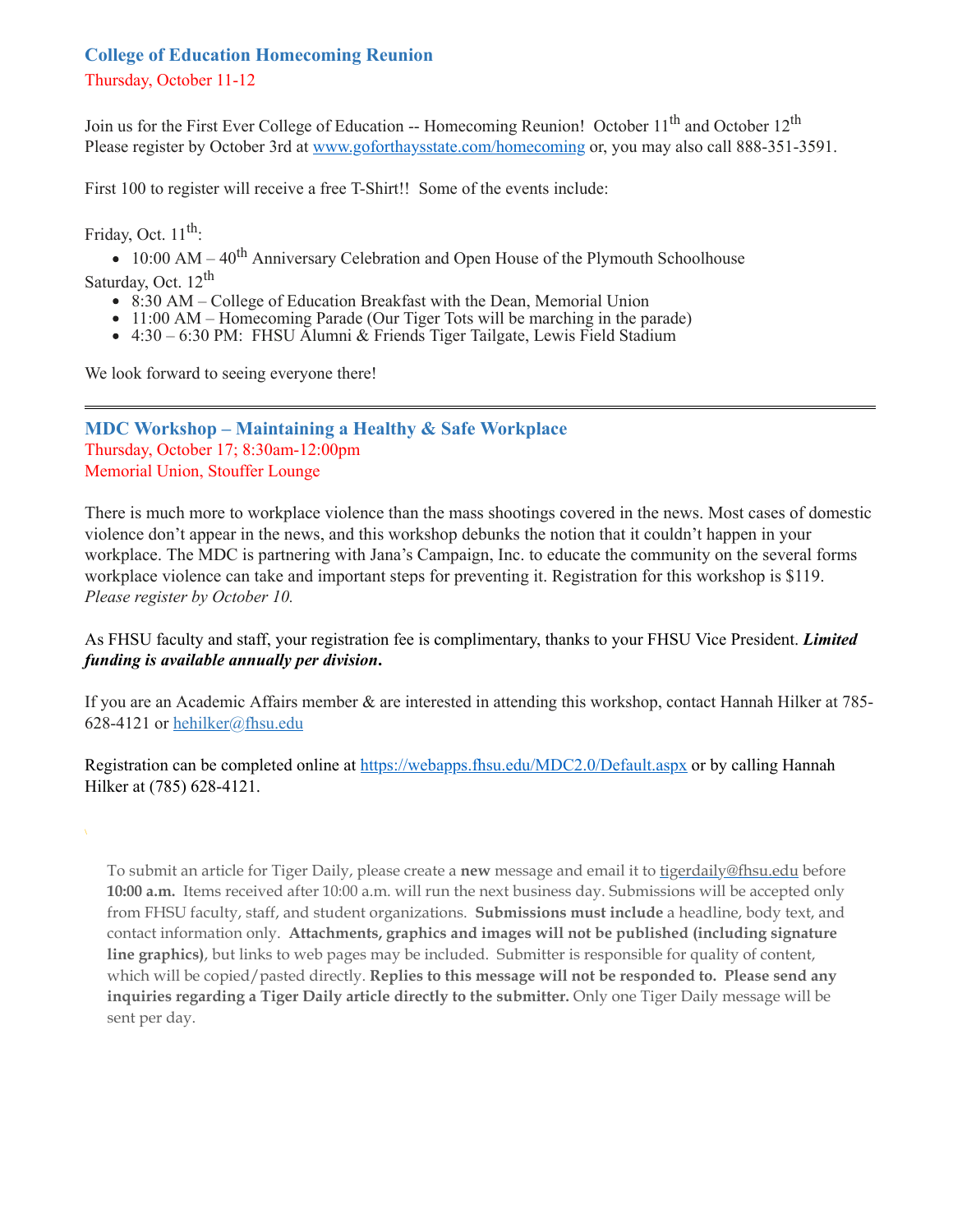### College of Education Homecoming Reunion

Thursday, October 11-12

Join us for the First Ever College of Education -- Homecoming Reunion! October 11th and October 12th
Please register by October 3rd at www.goforthaysstate.com/homecoming or, you may also call 888-351-3591.

First 100 to register will receive a free T-Shirt!! Some of the events include:

Friday, Oct. 11th:

- 10:00 AM – 40th Anniversary Celebration and Open House of the Plymouth Schoolhouse

Saturday, Oct. 12th

- 8:30 AM – College of Education Breakfast with the Dean, Memorial Union
- 11:00 AM – Homecoming Parade (Our Tiger Tots will be marching in the parade)
- 4:30 – 6:30 PM: FHSU Alumni & Friends Tiger Tailgate, Lewis Field Stadium

We look forward to seeing everyone there!

---

### MDC Workshop – Maintaining a Healthy & Safe Workplace

Thursday, October 17; 8:30am-12:00pm
Memorial Union, Stouffer Lounge

There is much more to workplace violence than the mass shootings covered in the news. Most cases of domestic violence don't appear in the news, and this workshop debunks the notion that it couldn't happen in your workplace. The MDC is partnering with Jana's Campaign, Inc. to educate the community on the several forms workplace violence can take and important steps for preventing it. Registration for this workshop is $119. *Please register by October 10.*

As FHSU faculty and staff, your registration fee is complimentary, thanks to your FHSU Vice President. ***Limited funding is available annually per division*.**

If you are an Academic Affairs member & are interested in attending this workshop, contact Hannah Hilker at 785-628-4121 or hehilker@fhsu.edu

Registration can be completed online at https://webapps.fhsu.edu/MDC2.0/Default.aspx or by calling Hannah Hilker at (785) 628-4121.

To submit an article for Tiger Daily, please create a **new** message and email it to tigerdaily@fhsu.edu before **10:00 a.m.** Items received after 10:00 a.m. will run the next business day. Submissions will be accepted only from FHSU faculty, staff, and student organizations. **Submissions must include** a headline, body text, and contact information only. **Attachments, graphics and images will not be published (including signature line graphics)**, but links to web pages may be included. Submitter is responsible for quality of content, which will be copied/pasted directly. **Replies to this message will not be responded to. Please send any inquiries regarding a Tiger Daily article directly to the submitter.** Only one Tiger Daily message will be sent per day.